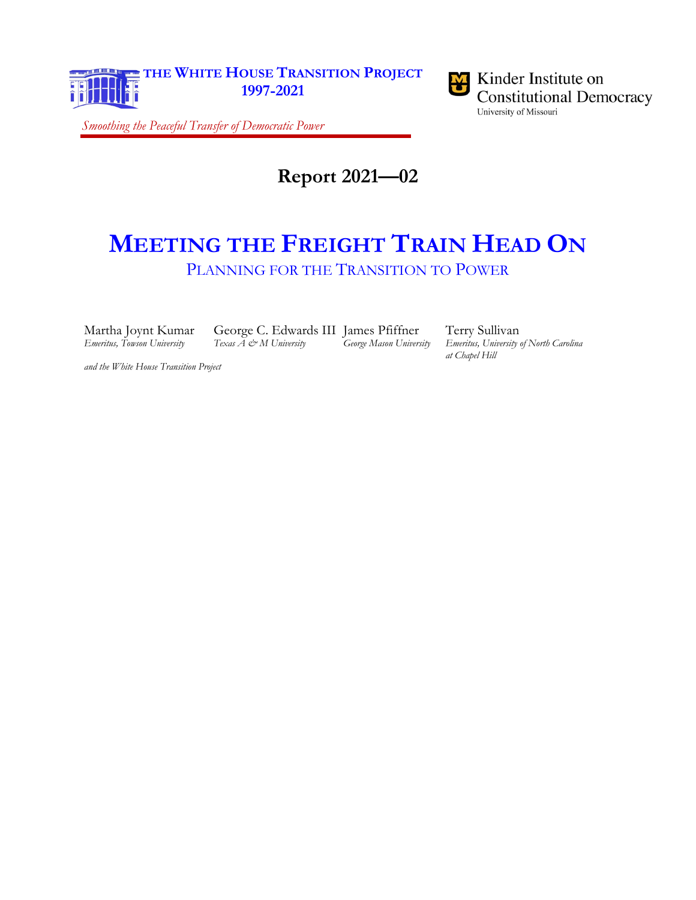**THE WHITE HOUSE TRANSITION PROJECT 1997-2021**

*Smoothing the Peaceful Transfer of Democratic Power*

Kinder Institute on Constitutional Democracy
University of Missouri

## Report 2021—02

# MEETING THE FREIGHT TRAIN HEAD ON

## PLANNING FOR THE TRANSITION TO POWER

Martha Joynt Kumar
*Emeritus, Towson University*

George C. Edwards III
*Texas A & M University*

James Pfiffner
*George Mason University*

Terry Sullivan
*Emeritus, University of North Carolina at Chapel Hill*

*and the White House Transition Project*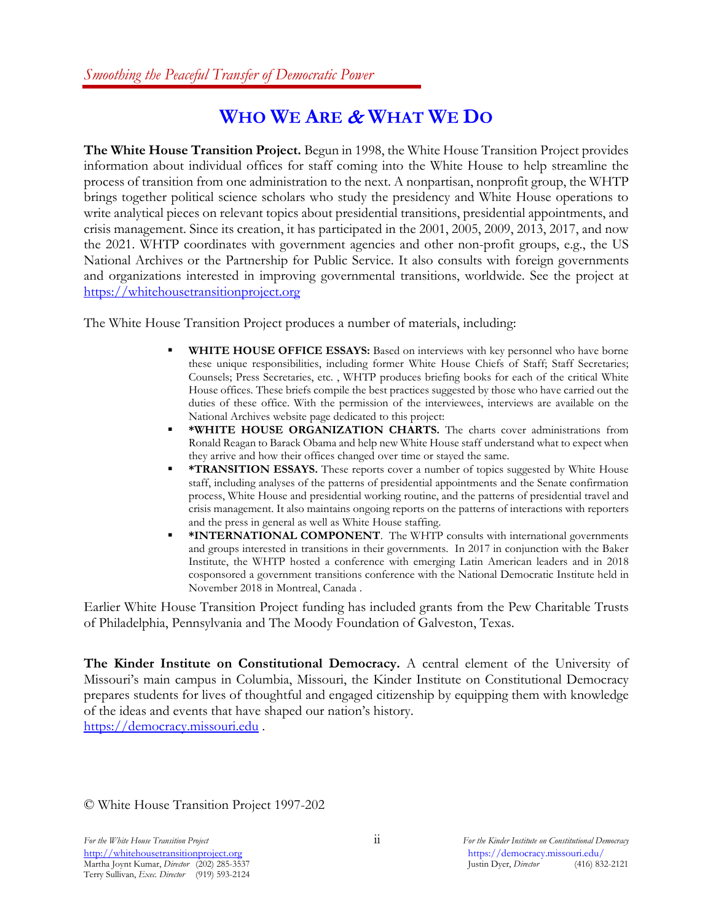*Smoothing the Peaceful Transfer of Democratic Power*

# WHO WE ARE & WHAT WE DO

**The White House Transition Project.** Begun in 1998, the White House Transition Project provides information about individual offices for staff coming into the White House to help streamline the process of transition from one administration to the next. A nonpartisan, nonprofit group, the WHTP brings together political science scholars who study the presidency and White House operations to write analytical pieces on relevant topics about presidential transitions, presidential appointments, and crisis management. Since its creation, it has participated in the 2001, 2005, 2009, 2013, 2017, and now the 2021. WHTP coordinates with government agencies and other non-profit groups, e.g., the US National Archives or the Partnership for Public Service. It also consults with foreign governments and organizations interested in improving governmental transitions, worldwide. See the project at https://whitehousetransitionproject.org

The White House Transition Project produces a number of materials, including:

- **WHITE HOUSE OFFICE ESSAYS:** Based on interviews with key personnel who have borne these unique responsibilities, including former White House Chiefs of Staff; Staff Secretaries; Counsels; Press Secretaries, etc. , WHTP produces briefing books for each of the critical White House offices. These briefs compile the best practices suggested by those who have carried out the duties of these office. With the permission of the interviewees, interviews are available on the National Archives website page dedicated to this project:
- ***WHITE HOUSE ORGANIZATION CHARTS.** The charts cover administrations from Ronald Reagan to Barack Obama and help new White House staff understand what to expect when they arrive and how their offices changed over time or stayed the same.
- ***TRANSITION ESSAYS.** These reports cover a number of topics suggested by White House staff, including analyses of the patterns of presidential appointments and the Senate confirmation process, White House and presidential working routine, and the patterns of presidential travel and crisis management. It also maintains ongoing reports on the patterns of interactions with reporters and the press in general as well as White House staffing.
- ***INTERNATIONAL COMPONENT**. The WHTP consults with international governments and groups interested in transitions in their governments. In 2017 in conjunction with the Baker Institute, the WHTP hosted a conference with emerging Latin American leaders and in 2018 cosponsored a government transitions conference with the National Democratic Institute held in November 2018 in Montreal, Canada .

Earlier White House Transition Project funding has included grants from the Pew Charitable Trusts of Philadelphia, Pennsylvania and The Moody Foundation of Galveston, Texas.

**The Kinder Institute on Constitutional Democracy.** A central element of the University of Missouri's main campus in Columbia, Missouri, the Kinder Institute on Constitutional Democracy prepares students for lives of thoughtful and engaged citizenship by equipping them with knowledge of the ideas and events that have shaped our nation's history.
https://democracy.missouri.edu .

© White House Transition Project 1997-202

*For the White House Transition Project*
http://whitehousetransitionproject.org
Martha Joynt Kumar, *Director* (202) 285-3537
Terry Sullivan, *Exec. Director* (919) 593-2124

*For the Kinder Institute on Constitutional Democracy*
https://democracy.missouri.edu/
Justin Dyer, *Director* (416) 832-2121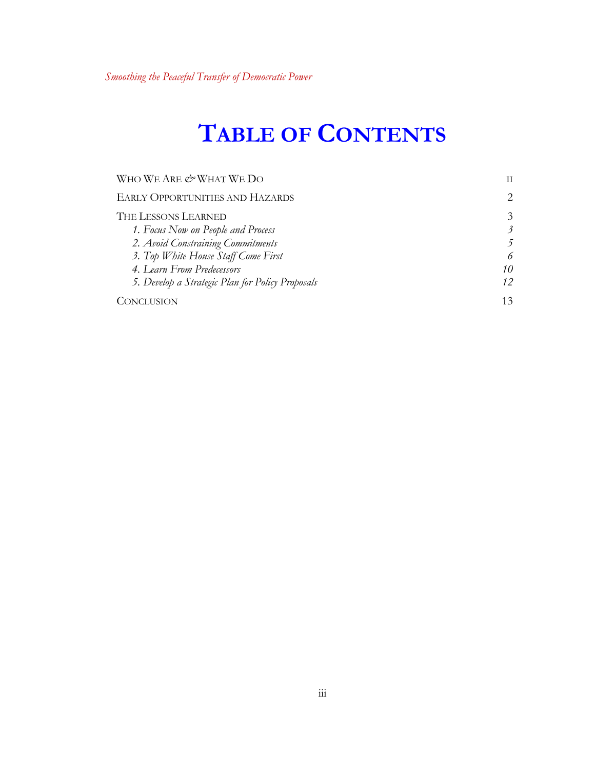# Table of Contents

| | |
|---|---|
| Who We Are & What We Do | ii |
| Early Opportunities and Hazards | 2 |
| The Lessons Learned | 3 |
| *1. Focus Now on People and Process* | *3* |
| *2. Avoid Constraining Commitments* | *5* |
| *3. Top White House Staff Come First* | *6* |
| *4. Learn From Predecessors* | *10* |
| *5. Develop a Strategic Plan for Policy Proposals* | *12* |
| Conclusion | 13 |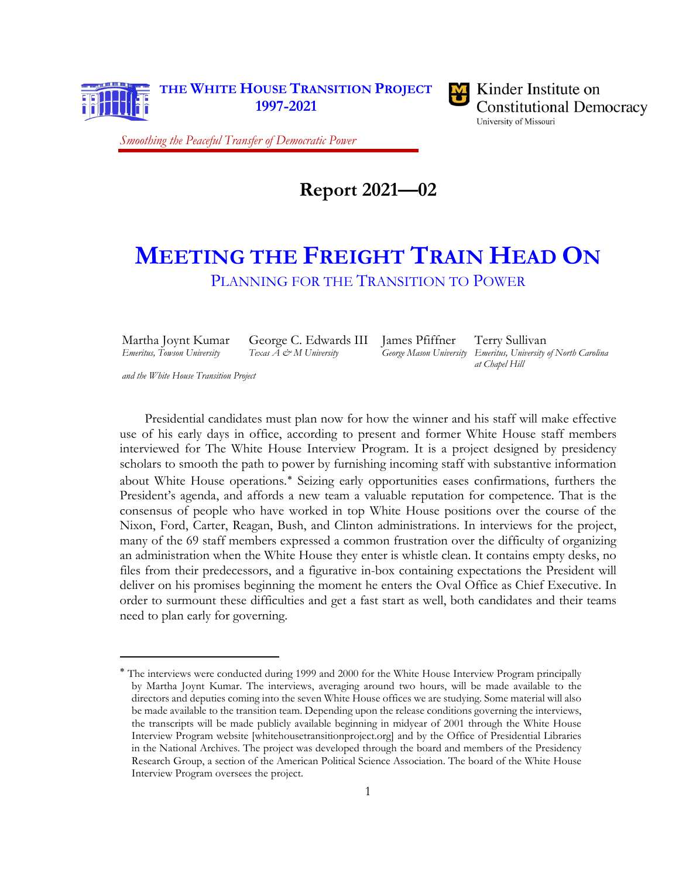THE WHITE HOUSE TRANSITION PROJECT
1997-2021

Kinder Institute on Constitutional Democracy
University of Missouri

*Smoothing the Peaceful Transfer of Democratic Power*

## Report 2021—02

# MEETING THE FREIGHT TRAIN HEAD ON

### PLANNING FOR THE TRANSITION TO POWER

Martha Joynt Kumar, *Emeritus, Towson University*
George C. Edwards III, *Texas A & M University*
James Pfiffner, *George Mason University*
Terry Sullivan, *Emeritus, University of North Carolina at Chapel Hill*

*and the White House Transition Project*

Presidential candidates must plan now for how the winner and his staff will make effective use of his early days in office, according to present and former White House staff members interviewed for The White House Interview Program. It is a project designed by presidency scholars to smooth the path to power by furnishing incoming staff with substantive information about White House operations.* Seizing early opportunities eases confirmations, furthers the President's agenda, and affords a new team a valuable reputation for competence. That is the consensus of people who have worked in top White House positions over the course of the Nixon, Ford, Carter, Reagan, Bush, and Clinton administrations. In interviews for the project, many of the 69 staff members expressed a common frustration over the difficulty of organizing an administration when the White House they enter is whistle clean. It contains empty desks, no files from their predecessors, and a figurative in-box containing expectations the President will deliver on his promises beginning the moment he enters the Oval Office as Chief Executive. In order to surmount these difficulties and get a fast start as well, both candidates and their teams need to plan early for governing.

---

* The interviews were conducted during 1999 and 2000 for the White House Interview Program principally by Martha Joynt Kumar. The interviews, averaging around two hours, will be made available to the directors and deputies coming into the seven White House offices we are studying. Some material will also be made available to the transition team. Depending upon the release conditions governing the interviews, the transcripts will be made publicly available beginning in midyear of 2001 through the White House Interview Program website [whitehousetransitionproject.org] and by the Office of Presidential Libraries in the National Archives. The project was developed through the board and members of the Presidency Research Group, a section of the American Political Science Association. The board of the White House Interview Program oversees the project.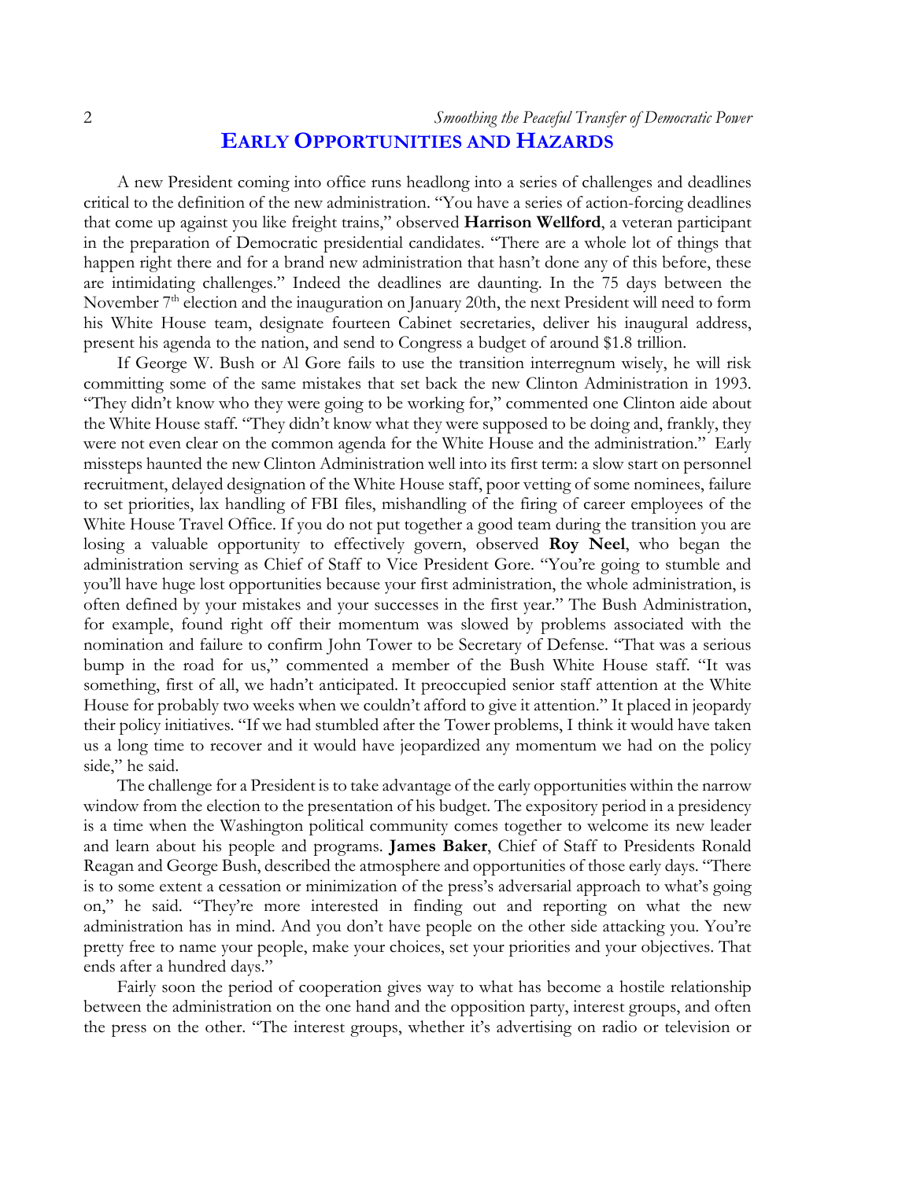## EARLY OPPORTUNITIES AND HAZARDS

A new President coming into office runs headlong into a series of challenges and deadlines critical to the definition of the new administration. "You have a series of action-forcing deadlines that come up against you like freight trains," observed **Harrison Wellford**, a veteran participant in the preparation of Democratic presidential candidates. "There are a whole lot of things that happen right there and for a brand new administration that hasn't done any of this before, these are intimidating challenges." Indeed the deadlines are daunting. In the 75 days between the November 7th election and the inauguration on January 20th, the next President will need to form his White House team, designate fourteen Cabinet secretaries, deliver his inaugural address, present his agenda to the nation, and send to Congress a budget of around $1.8 trillion.

If George W. Bush or Al Gore fails to use the transition interregnum wisely, he will risk committing some of the same mistakes that set back the new Clinton Administration in 1993. "They didn't know who they were going to be working for," commented one Clinton aide about the White House staff. "They didn't know what they were supposed to be doing and, frankly, they were not even clear on the common agenda for the White House and the administration." Early missteps haunted the new Clinton Administration well into its first term: a slow start on personnel recruitment, delayed designation of the White House staff, poor vetting of some nominees, failure to set priorities, lax handling of FBI files, mishandling of the firing of career employees of the White House Travel Office. If you do not put together a good team during the transition you are losing a valuable opportunity to effectively govern, observed **Roy Neel**, who began the administration serving as Chief of Staff to Vice President Gore. "You're going to stumble and you'll have huge lost opportunities because your first administration, the whole administration, is often defined by your mistakes and your successes in the first year." The Bush Administration, for example, found right off their momentum was slowed by problems associated with the nomination and failure to confirm John Tower to be Secretary of Defense. "That was a serious bump in the road for us," commented a member of the Bush White House staff. "It was something, first of all, we hadn't anticipated. It preoccupied senior staff attention at the White House for probably two weeks when we couldn't afford to give it attention." It placed in jeopardy their policy initiatives. "If we had stumbled after the Tower problems, I think it would have taken us a long time to recover and it would have jeopardized any momentum we had on the policy side," he said.

The challenge for a President is to take advantage of the early opportunities within the narrow window from the election to the presentation of his budget. The expository period in a presidency is a time when the Washington political community comes together to welcome its new leader and learn about his people and programs. **James Baker**, Chief of Staff to Presidents Ronald Reagan and George Bush, described the atmosphere and opportunities of those early days. "There is to some extent a cessation or minimization of the press's adversarial approach to what's going on," he said. "They're more interested in finding out and reporting on what the new administration has in mind. And you don't have people on the other side attacking you. You're pretty free to name your people, make your choices, set your priorities and your objectives. That ends after a hundred days."

Fairly soon the period of cooperation gives way to what has become a hostile relationship between the administration on the one hand and the opposition party, interest groups, and often the press on the other. "The interest groups, whether it's advertising on radio or television or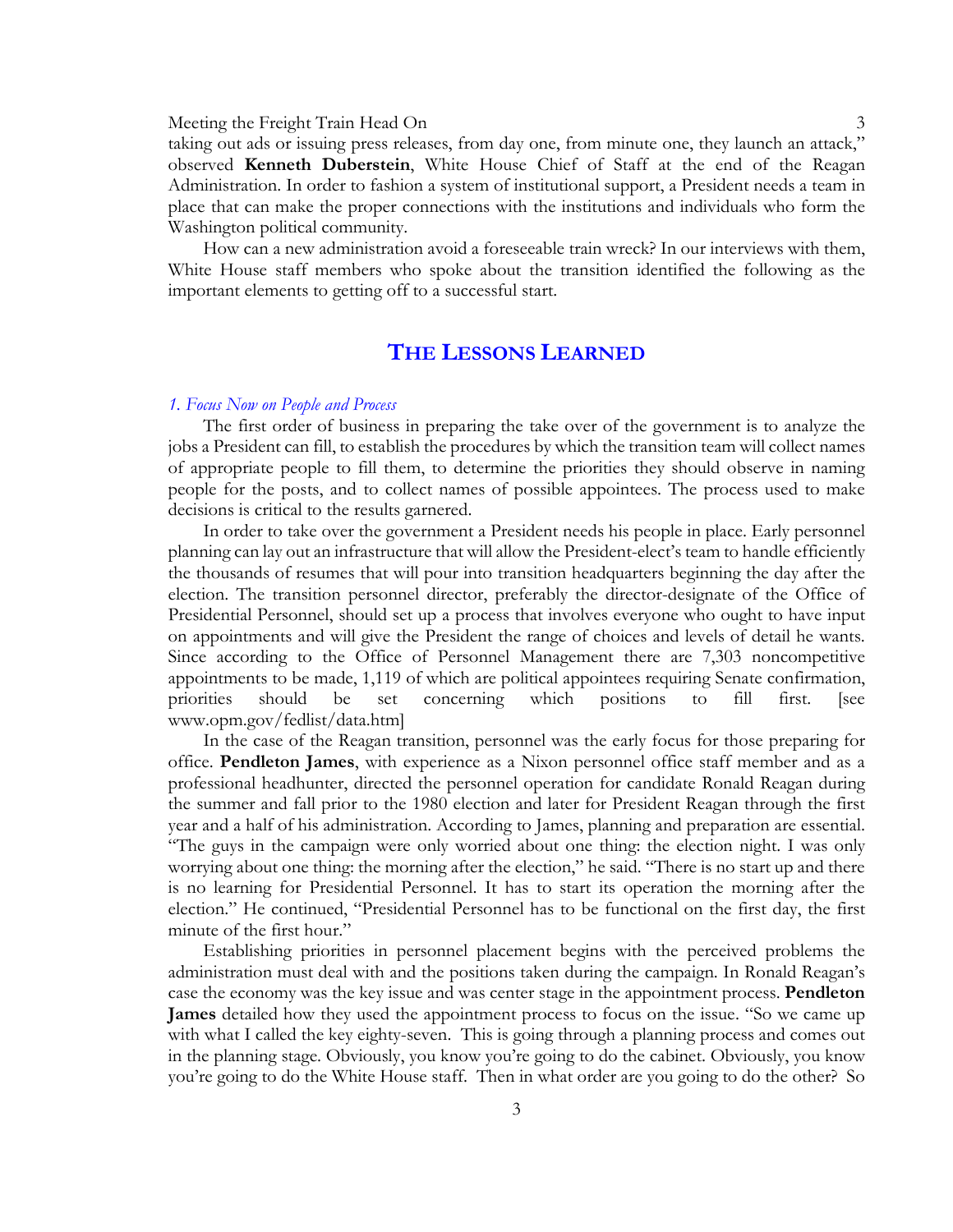taking out ads or issuing press releases, from day one, from minute one, they launch an attack," observed **Kenneth Duberstein**, White House Chief of Staff at the end of the Reagan Administration. In order to fashion a system of institutional support, a President needs a team in place that can make the proper connections with the institutions and individuals who form the Washington political community.

How can a new administration avoid a foreseeable train wreck? In our interviews with them, White House staff members who spoke about the transition identified the following as the important elements to getting off to a successful start.

## THE LESSONS LEARNED

### *1. Focus Now on People and Process*

The first order of business in preparing the take over of the government is to analyze the jobs a President can fill, to establish the procedures by which the transition team will collect names of appropriate people to fill them, to determine the priorities they should observe in naming people for the posts, and to collect names of possible appointees. The process used to make decisions is critical to the results garnered.

In order to take over the government a President needs his people in place. Early personnel planning can lay out an infrastructure that will allow the President-elect's team to handle efficiently the thousands of resumes that will pour into transition headquarters beginning the day after the election. The transition personnel director, preferably the director-designate of the Office of Presidential Personnel, should set up a process that involves everyone who ought to have input on appointments and will give the President the range of choices and levels of detail he wants. Since according to the Office of Personnel Management there are 7,303 noncompetitive appointments to be made, 1,119 of which are political appointees requiring Senate confirmation, priorities should be set concerning which positions to fill first. [see www.opm.gov/fedlist/data.htm]

In the case of the Reagan transition, personnel was the early focus for those preparing for office. **Pendleton James**, with experience as a Nixon personnel office staff member and as a professional headhunter, directed the personnel operation for candidate Ronald Reagan during the summer and fall prior to the 1980 election and later for President Reagan through the first year and a half of his administration. According to James, planning and preparation are essential. "The guys in the campaign were only worried about one thing: the election night. I was only worrying about one thing: the morning after the election," he said. "There is no start up and there is no learning for Presidential Personnel. It has to start its operation the morning after the election." He continued, "Presidential Personnel has to be functional on the first day, the first minute of the first hour."

Establishing priorities in personnel placement begins with the perceived problems the administration must deal with and the positions taken during the campaign. In Ronald Reagan's case the economy was the key issue and was center stage in the appointment process. **Pendleton James** detailed how they used the appointment process to focus on the issue. "So we came up with what I called the key eighty-seven. This is going through a planning process and comes out in the planning stage. Obviously, you know you're going to do the cabinet. Obviously, you know you're going to do the White House staff. Then in what order are you going to do the other? So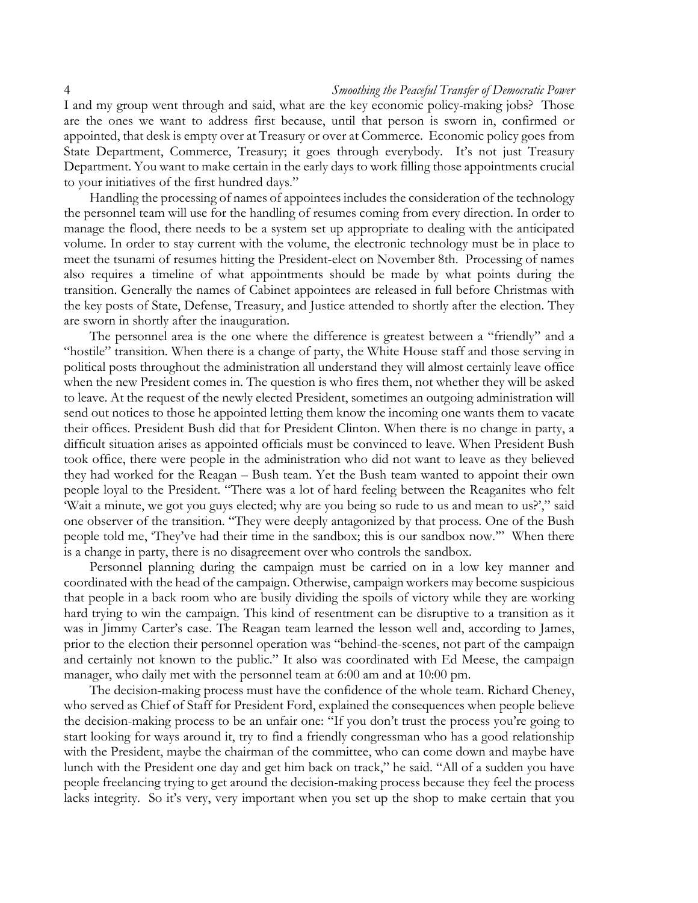I and my group went through and said, what are the key economic policy-making jobs? Those are the ones we want to address first because, until that person is sworn in, confirmed or appointed, that desk is empty over at Treasury or over at Commerce. Economic policy goes from State Department, Commerce, Treasury; it goes through everybody. It's not just Treasury Department. You want to make certain in the early days to work filling those appointments crucial to your initiatives of the first hundred days."

Handling the processing of names of appointees includes the consideration of the technology the personnel team will use for the handling of resumes coming from every direction. In order to manage the flood, there needs to be a system set up appropriate to dealing with the anticipated volume. In order to stay current with the volume, the electronic technology must be in place to meet the tsunami of resumes hitting the President-elect on November 8th. Processing of names also requires a timeline of what appointments should be made by what points during the transition. Generally the names of Cabinet appointees are released in full before Christmas with the key posts of State, Defense, Treasury, and Justice attended to shortly after the election. They are sworn in shortly after the inauguration.

The personnel area is the one where the difference is greatest between a "friendly" and a "hostile" transition. When there is a change of party, the White House staff and those serving in political posts throughout the administration all understand they will almost certainly leave office when the new President comes in. The question is who fires them, not whether they will be asked to leave. At the request of the newly elected President, sometimes an outgoing administration will send out notices to those he appointed letting them know the incoming one wants them to vacate their offices. President Bush did that for President Clinton. When there is no change in party, a difficult situation arises as appointed officials must be convinced to leave. When President Bush took office, there were people in the administration who did not want to leave as they believed they had worked for the Reagan – Bush team. Yet the Bush team wanted to appoint their own people loyal to the President. "There was a lot of hard feeling between the Reaganites who felt 'Wait a minute, we got you guys elected; why are you being so rude to us and mean to us?'," said one observer of the transition. "They were deeply antagonized by that process. One of the Bush people told me, 'They've had their time in the sandbox; this is our sandbox now.'" When there is a change in party, there is no disagreement over who controls the sandbox.

Personnel planning during the campaign must be carried on in a low key manner and coordinated with the head of the campaign. Otherwise, campaign workers may become suspicious that people in a back room who are busily dividing the spoils of victory while they are working hard trying to win the campaign. This kind of resentment can be disruptive to a transition as it was in Jimmy Carter's case. The Reagan team learned the lesson well and, according to James, prior to the election their personnel operation was "behind-the-scenes, not part of the campaign and certainly not known to the public." It also was coordinated with Ed Meese, the campaign manager, who daily met with the personnel team at 6:00 am and at 10:00 pm.

The decision-making process must have the confidence of the whole team. Richard Cheney, who served as Chief of Staff for President Ford, explained the consequences when people believe the decision-making process to be an unfair one: "If you don't trust the process you're going to start looking for ways around it, try to find a friendly congressman who has a good relationship with the President, maybe the chairman of the committee, who can come down and maybe have lunch with the President one day and get him back on track," he said. "All of a sudden you have people freelancing trying to get around the decision-making process because they feel the process lacks integrity. So it's very, very important when you set up the shop to make certain that you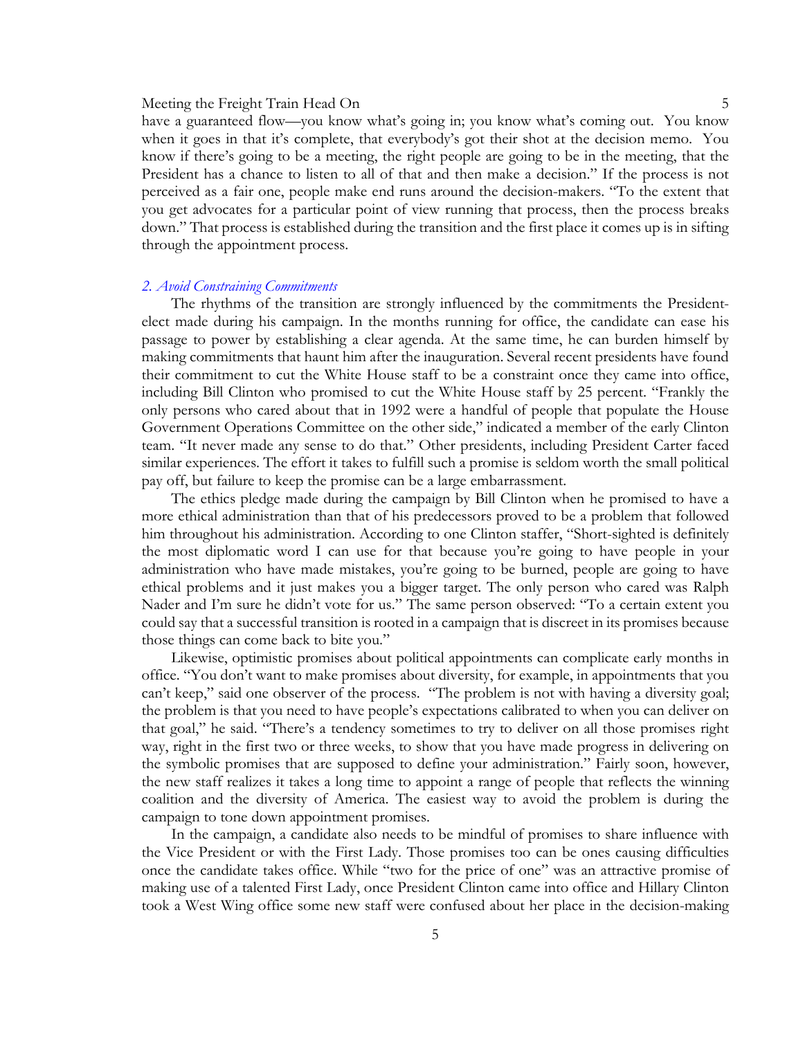have a guaranteed flow—you know what's going in; you know what's coming out. You know when it goes in that it's complete, that everybody's got their shot at the decision memo. You know if there's going to be a meeting, the right people are going to be in the meeting, that the President has a chance to listen to all of that and then make a decision." If the process is not perceived as a fair one, people make end runs around the decision-makers. "To the extent that you get advocates for a particular point of view running that process, then the process breaks down." That process is established during the transition and the first place it comes up is in sifting through the appointment process.

### *2. Avoid Constraining Commitments*

The rhythms of the transition are strongly influenced by the commitments the President-elect made during his campaign. In the months running for office, the candidate can ease his passage to power by establishing a clear agenda. At the same time, he can burden himself by making commitments that haunt him after the inauguration. Several recent presidents have found their commitment to cut the White House staff to be a constraint once they came into office, including Bill Clinton who promised to cut the White House staff by 25 percent. "Frankly the only persons who cared about that in 1992 were a handful of people that populate the House Government Operations Committee on the other side," indicated a member of the early Clinton team. "It never made any sense to do that." Other presidents, including President Carter faced similar experiences. The effort it takes to fulfill such a promise is seldom worth the small political pay off, but failure to keep the promise can be a large embarrassment.

The ethics pledge made during the campaign by Bill Clinton when he promised to have a more ethical administration than that of his predecessors proved to be a problem that followed him throughout his administration. According to one Clinton staffer, "Short-sighted is definitely the most diplomatic word I can use for that because you're going to have people in your administration who have made mistakes, you're going to be burned, people are going to have ethical problems and it just makes you a bigger target. The only person who cared was Ralph Nader and I'm sure he didn't vote for us." The same person observed: "To a certain extent you could say that a successful transition is rooted in a campaign that is discreet in its promises because those things can come back to bite you."

Likewise, optimistic promises about political appointments can complicate early months in office. "You don't want to make promises about diversity, for example, in appointments that you can't keep," said one observer of the process. "The problem is not with having a diversity goal; the problem is that you need to have people's expectations calibrated to when you can deliver on that goal," he said. "There's a tendency sometimes to try to deliver on all those promises right way, right in the first two or three weeks, to show that you have made progress in delivering on the symbolic promises that are supposed to define your administration." Fairly soon, however, the new staff realizes it takes a long time to appoint a range of people that reflects the winning coalition and the diversity of America. The easiest way to avoid the problem is during the campaign to tone down appointment promises.

In the campaign, a candidate also needs to be mindful of promises to share influence with the Vice President or with the First Lady. Those promises too can be ones causing difficulties once the candidate takes office. While "two for the price of one" was an attractive promise of making use of a talented First Lady, once President Clinton came into office and Hillary Clinton took a West Wing office some new staff were confused about her place in the decision-making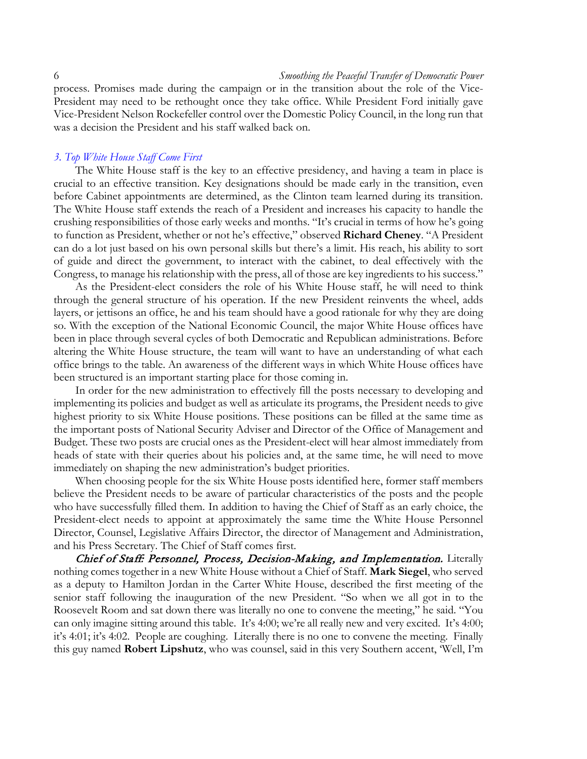process. Promises made during the campaign or in the transition about the role of the Vice-President may need to be rethought once they take office. While President Ford initially gave Vice-President Nelson Rockefeller control over the Domestic Policy Council, in the long run that was a decision the President and his staff walked back on.

### *3. Top White House Staff Come First*

The White House staff is the key to an effective presidency, and having a team in place is crucial to an effective transition. Key designations should be made early in the transition, even before Cabinet appointments are determined, as the Clinton team learned during its transition. The White House staff extends the reach of a President and increases his capacity to handle the crushing responsibilities of those early weeks and months. "It's crucial in terms of how he's going to function as President, whether or not he's effective," observed **Richard Cheney**. "A President can do a lot just based on his own personal skills but there's a limit. His reach, his ability to sort of guide and direct the government, to interact with the cabinet, to deal effectively with the Congress, to manage his relationship with the press, all of those are key ingredients to his success."

As the President-elect considers the role of his White House staff, he will need to think through the general structure of his operation. If the new President reinvents the wheel, adds layers, or jettisons an office, he and his team should have a good rationale for why they are doing so. With the exception of the National Economic Council, the major White House offices have been in place through several cycles of both Democratic and Republican administrations. Before altering the White House structure, the team will want to have an understanding of what each office brings to the table. An awareness of the different ways in which White House offices have been structured is an important starting place for those coming in.

In order for the new administration to effectively fill the posts necessary to developing and implementing its policies and budget as well as articulate its programs, the President needs to give highest priority to six White House positions. These positions can be filled at the same time as the important posts of National Security Adviser and Director of the Office of Management and Budget. These two posts are crucial ones as the President-elect will hear almost immediately from heads of state with their queries about his policies and, at the same time, he will need to move immediately on shaping the new administration's budget priorities.

When choosing people for the six White House posts identified here, former staff members believe the President needs to be aware of particular characteristics of the posts and the people who have successfully filled them. In addition to having the Chief of Staff as an early choice, the President-elect needs to appoint at approximately the same time the White House Personnel Director, Counsel, Legislative Affairs Director, the director of Management and Administration, and his Press Secretary. The Chief of Staff comes first.

***Chief of Staff: Personnel, Process, Decision-Making, and Implementation.*** Literally nothing comes together in a new White House without a Chief of Staff. **Mark Siegel**, who served as a deputy to Hamilton Jordan in the Carter White House, described the first meeting of the senior staff following the inauguration of the new President. "So when we all got in to the Roosevelt Room and sat down there was literally no one to convene the meeting," he said. "You can only imagine sitting around this table. It's 4:00; we're all really new and very excited. It's 4:00; it's 4:01; it's 4:02. People are coughing. Literally there is no one to convene the meeting. Finally this guy named **Robert Lipshutz**, who was counsel, said in this very Southern accent, 'Well, I'm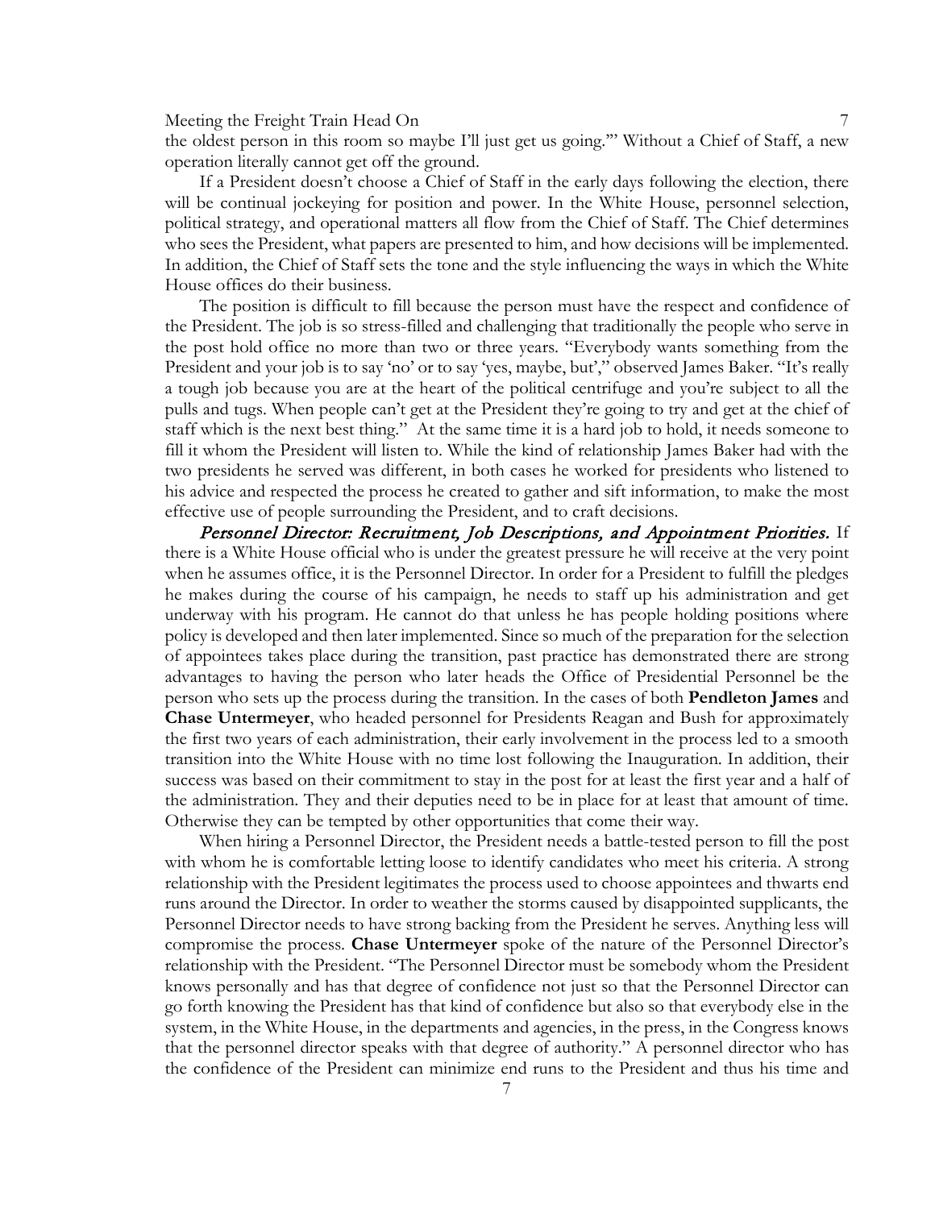the oldest person in this room so maybe I'll just get us going.'" Without a Chief of Staff, a new operation literally cannot get off the ground.

If a President doesn't choose a Chief of Staff in the early days following the election, there will be continual jockeying for position and power. In the White House, personnel selection, political strategy, and operational matters all flow from the Chief of Staff. The Chief determines who sees the President, what papers are presented to him, and how decisions will be implemented. In addition, the Chief of Staff sets the tone and the style influencing the ways in which the White House offices do their business.

The position is difficult to fill because the person must have the respect and confidence of the President. The job is so stress-filled and challenging that traditionally the people who serve in the post hold office no more than two or three years. "Everybody wants something from the President and your job is to say 'no' or to say 'yes, maybe, but'," observed James Baker. "It's really a tough job because you are at the heart of the political centrifuge and you're subject to all the pulls and tugs. When people can't get at the President they're going to try and get at the chief of staff which is the next best thing." At the same time it is a hard job to hold, it needs someone to fill it whom the President will listen to. While the kind of relationship James Baker had with the two presidents he served was different, in both cases he worked for presidents who listened to his advice and respected the process he created to gather and sift information, to make the most effective use of people surrounding the President, and to craft decisions.

***Personnel Director: Recruitment, Job Descriptions, and Appointment Priorities.*** If there is a White House official who is under the greatest pressure he will receive at the very point when he assumes office, it is the Personnel Director. In order for a President to fulfill the pledges he makes during the course of his campaign, he needs to staff up his administration and get underway with his program. He cannot do that unless he has people holding positions where policy is developed and then later implemented. Since so much of the preparation for the selection of appointees takes place during the transition, past practice has demonstrated there are strong advantages to having the person who later heads the Office of Presidential Personnel be the person who sets up the process during the transition. In the cases of both **Pendleton James** and **Chase Untermeyer**, who headed personnel for Presidents Reagan and Bush for approximately the first two years of each administration, their early involvement in the process led to a smooth transition into the White House with no time lost following the Inauguration. In addition, their success was based on their commitment to stay in the post for at least the first year and a half of the administration. They and their deputies need to be in place for at least that amount of time. Otherwise they can be tempted by other opportunities that come their way.

When hiring a Personnel Director, the President needs a battle-tested person to fill the post with whom he is comfortable letting loose to identify candidates who meet his criteria. A strong relationship with the President legitimates the process used to choose appointees and thwarts end runs around the Director. In order to weather the storms caused by disappointed supplicants, the Personnel Director needs to have strong backing from the President he serves. Anything less will compromise the process. **Chase Untermeyer** spoke of the nature of the Personnel Director's relationship with the President. "The Personnel Director must be somebody whom the President knows personally and has that degree of confidence not just so that the Personnel Director can go forth knowing the President has that kind of confidence but also so that everybody else in the system, in the White House, in the departments and agencies, in the press, in the Congress knows that the personnel director speaks with that degree of authority." A personnel director who has the confidence of the President can minimize end runs to the President and thus his time and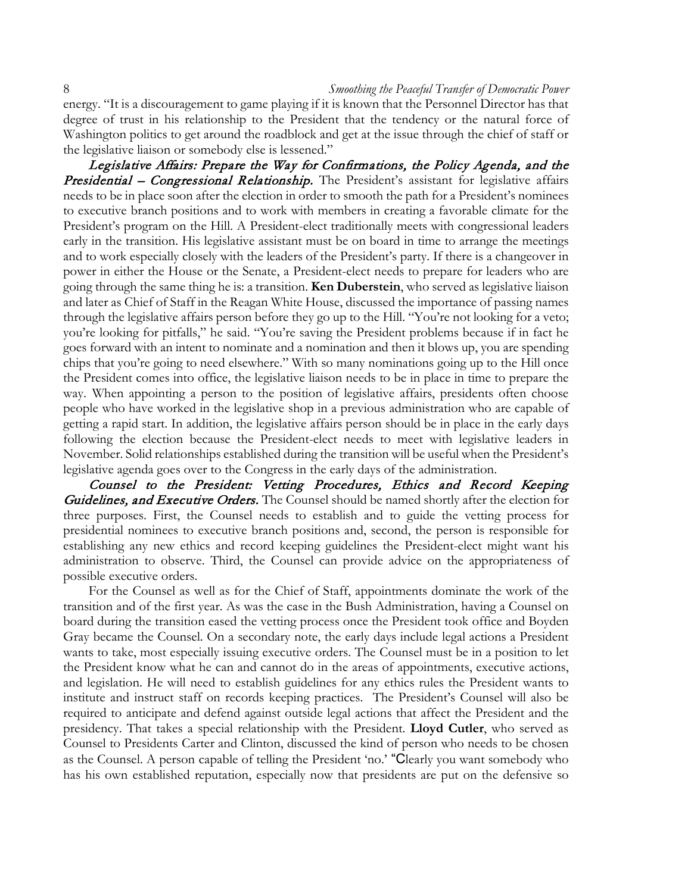energy. "It is a discouragement to game playing if it is known that the Personnel Director has that degree of trust in his relationship to the President that the tendency or the natural force of Washington politics to get around the roadblock and get at the issue through the chief of staff or the legislative liaison or somebody else is lessened."

***Legislative Affairs: Prepare the Way for Confirmations, the Policy Agenda, and the Presidential – Congressional Relationship.*** The President's assistant for legislative affairs needs to be in place soon after the election in order to smooth the path for a President's nominees to executive branch positions and to work with members in creating a favorable climate for the President's program on the Hill. A President-elect traditionally meets with congressional leaders early in the transition. His legislative assistant must be on board in time to arrange the meetings and to work especially closely with the leaders of the President's party. If there is a changeover in power in either the House or the Senate, a President-elect needs to prepare for leaders who are going through the same thing he is: a transition. **Ken Duberstein**, who served as legislative liaison and later as Chief of Staff in the Reagan White House, discussed the importance of passing names through the legislative affairs person before they go up to the Hill. "You're not looking for a veto; you're looking for pitfalls," he said. "You're saving the President problems because if in fact he goes forward with an intent to nominate and a nomination and then it blows up, you are spending chips that you're going to need elsewhere." With so many nominations going up to the Hill once the President comes into office, the legislative liaison needs to be in place in time to prepare the way. When appointing a person to the position of legislative affairs, presidents often choose people who have worked in the legislative shop in a previous administration who are capable of getting a rapid start. In addition, the legislative affairs person should be in place in the early days following the election because the President-elect needs to meet with legislative leaders in November. Solid relationships established during the transition will be useful when the President's legislative agenda goes over to the Congress in the early days of the administration.

***Counsel to the President: Vetting Procedures, Ethics and Record Keeping Guidelines, and Executive Orders.*** The Counsel should be named shortly after the election for three purposes. First, the Counsel needs to establish and to guide the vetting process for presidential nominees to executive branch positions and, second, the person is responsible for establishing any new ethics and record keeping guidelines the President-elect might want his administration to observe. Third, the Counsel can provide advice on the appropriateness of possible executive orders.

For the Counsel as well as for the Chief of Staff, appointments dominate the work of the transition and of the first year. As was the case in the Bush Administration, having a Counsel on board during the transition eased the vetting process once the President took office and Boyden Gray became the Counsel. On a secondary note, the early days include legal actions a President wants to take, most especially issuing executive orders. The Counsel must be in a position to let the President know what he can and cannot do in the areas of appointments, executive actions, and legislation. He will need to establish guidelines for any ethics rules the President wants to institute and instruct staff on records keeping practices. The President's Counsel will also be required to anticipate and defend against outside legal actions that affect the President and the presidency. That takes a special relationship with the President. **Lloyd Cutler**, who served as Counsel to Presidents Carter and Clinton, discussed the kind of person who needs to be chosen as the Counsel. A person capable of telling the President 'no.' "Clearly you want somebody who has his own established reputation, especially now that presidents are put on the defensive so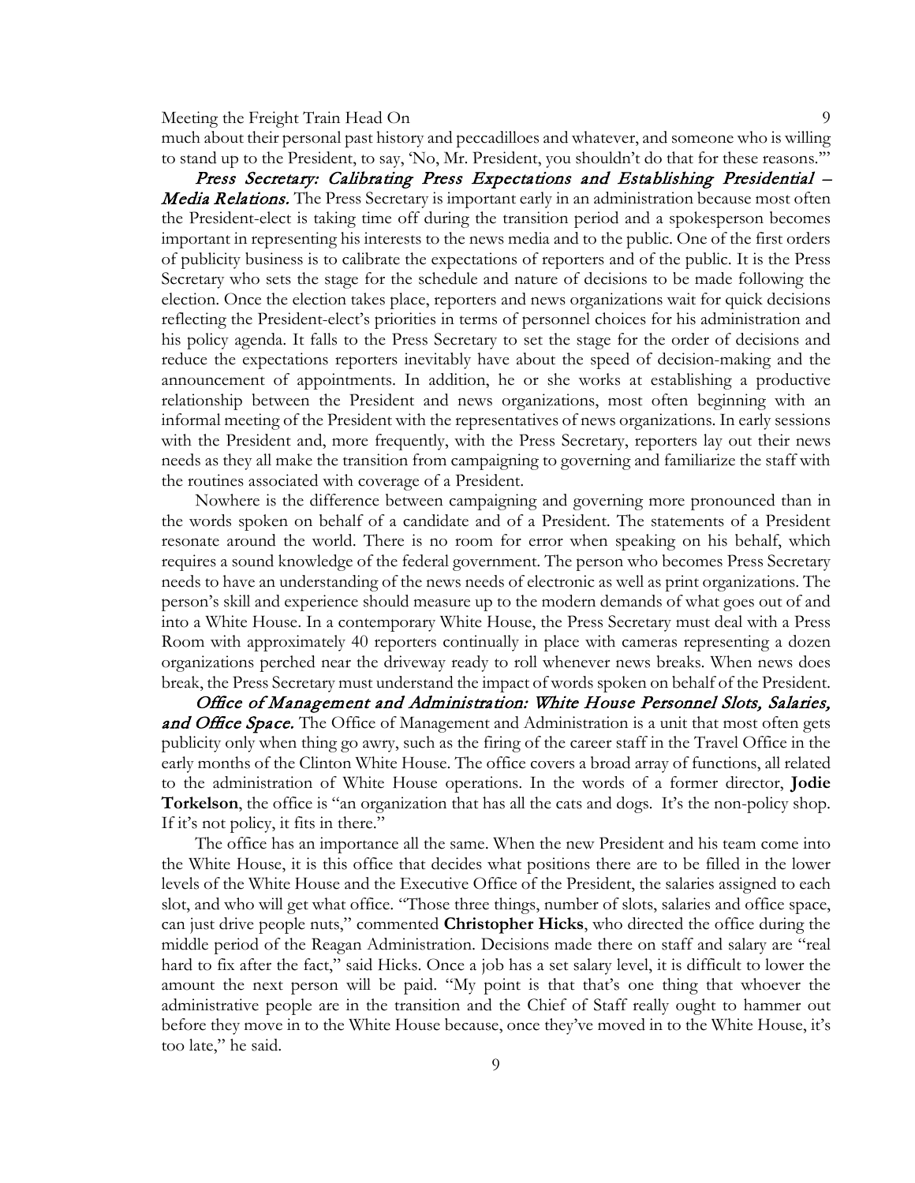much about their personal past history and peccadilloes and whatever, and someone who is willing to stand up to the President, to say, 'No, Mr. President, you shouldn't do that for these reasons.'"

***Press Secretary: Calibrating Press Expectations and Establishing Presidential – Media Relations.*** The Press Secretary is important early in an administration because most often the President-elect is taking time off during the transition period and a spokesperson becomes important in representing his interests to the news media and to the public. One of the first orders of publicity business is to calibrate the expectations of reporters and of the public. It is the Press Secretary who sets the stage for the schedule and nature of decisions to be made following the election. Once the election takes place, reporters and news organizations wait for quick decisions reflecting the President-elect's priorities in terms of personnel choices for his administration and his policy agenda. It falls to the Press Secretary to set the stage for the order of decisions and reduce the expectations reporters inevitably have about the speed of decision-making and the announcement of appointments. In addition, he or she works at establishing a productive relationship between the President and news organizations, most often beginning with an informal meeting of the President with the representatives of news organizations. In early sessions with the President and, more frequently, with the Press Secretary, reporters lay out their news needs as they all make the transition from campaigning to governing and familiarize the staff with the routines associated with coverage of a President.

Nowhere is the difference between campaigning and governing more pronounced than in the words spoken on behalf of a candidate and of a President. The statements of a President resonate around the world. There is no room for error when speaking on his behalf, which requires a sound knowledge of the federal government. The person who becomes Press Secretary needs to have an understanding of the news needs of electronic as well as print organizations. The person's skill and experience should measure up to the modern demands of what goes out of and into a White House. In a contemporary White House, the Press Secretary must deal with a Press Room with approximately 40 reporters continually in place with cameras representing a dozen organizations perched near the driveway ready to roll whenever news breaks. When news does break, the Press Secretary must understand the impact of words spoken on behalf of the President.

***Office of Management and Administration: White House Personnel Slots, Salaries, and Office Space.*** The Office of Management and Administration is a unit that most often gets publicity only when thing go awry, such as the firing of the career staff in the Travel Office in the early months of the Clinton White House. The office covers a broad array of functions, all related to the administration of White House operations. In the words of a former director, **Jodie Torkelson**, the office is "an organization that has all the cats and dogs. It's the non-policy shop. If it's not policy, it fits in there."

The office has an importance all the same. When the new President and his team come into the White House, it is this office that decides what positions there are to be filled in the lower levels of the White House and the Executive Office of the President, the salaries assigned to each slot, and who will get what office. "Those three things, number of slots, salaries and office space, can just drive people nuts," commented **Christopher Hicks**, who directed the office during the middle period of the Reagan Administration. Decisions made there on staff and salary are "real hard to fix after the fact," said Hicks. Once a job has a set salary level, it is difficult to lower the amount the next person will be paid. "My point is that that's one thing that whoever the administrative people are in the transition and the Chief of Staff really ought to hammer out before they move in to the White House because, once they've moved in to the White House, it's too late," he said.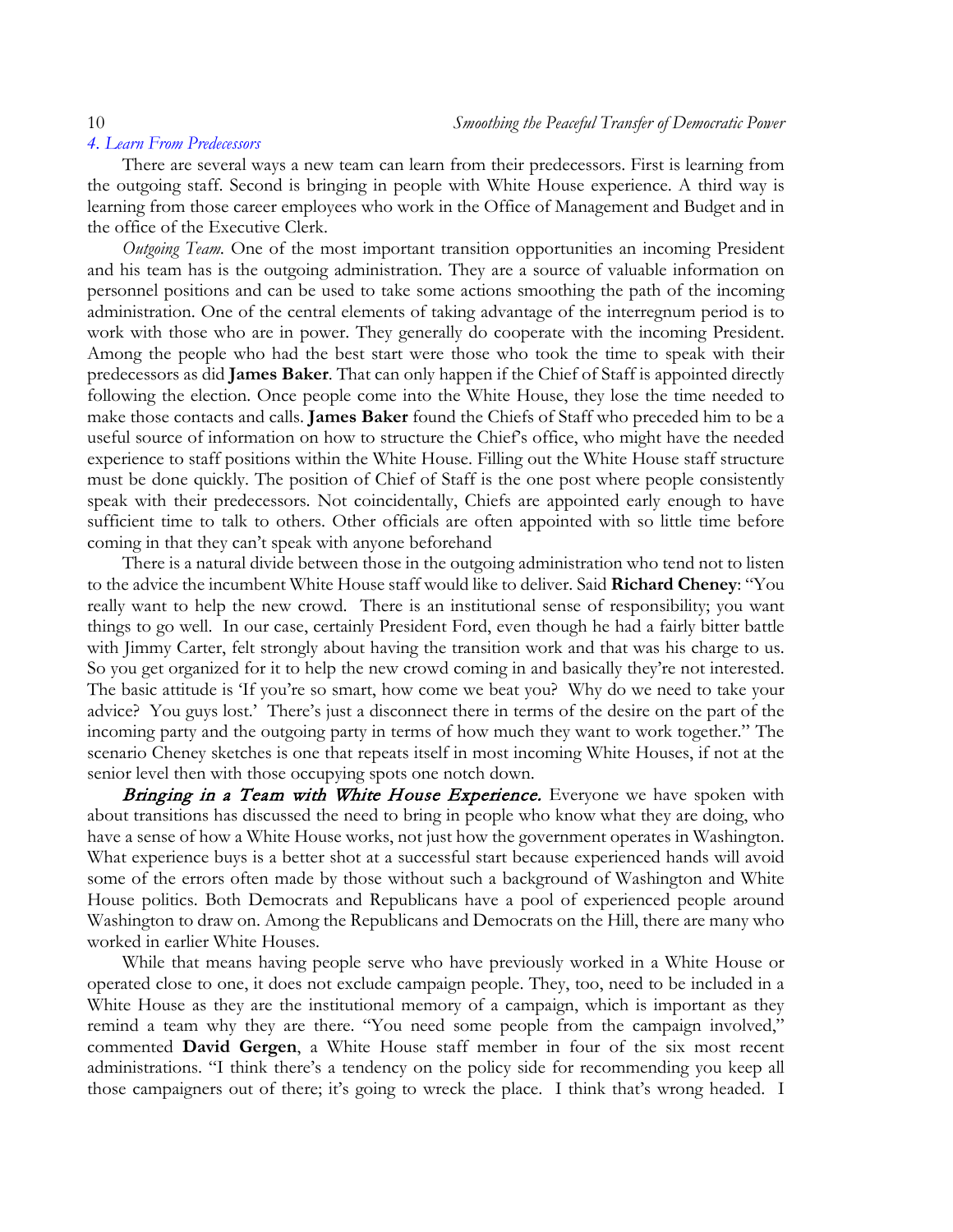### *4. Learn From Predecessors*

There are several ways a new team can learn from their predecessors. First is learning from the outgoing staff. Second is bringing in people with White House experience. A third way is learning from those career employees who work in the Office of Management and Budget and in the office of the Executive Clerk.

*Outgoing Team.* One of the most important transition opportunities an incoming President and his team has is the outgoing administration. They are a source of valuable information on personnel positions and can be used to take some actions smoothing the path of the incoming administration. One of the central elements of taking advantage of the interregnum period is to work with those who are in power. They generally do cooperate with the incoming President. Among the people who had the best start were those who took the time to speak with their predecessors as did **James Baker**. That can only happen if the Chief of Staff is appointed directly following the election. Once people come into the White House, they lose the time needed to make those contacts and calls. **James Baker** found the Chiefs of Staff who preceded him to be a useful source of information on how to structure the Chief's office, who might have the needed experience to staff positions within the White House. Filling out the White House staff structure must be done quickly. The position of Chief of Staff is the one post where people consistently speak with their predecessors. Not coincidentally, Chiefs are appointed early enough to have sufficient time to talk to others. Other officials are often appointed with so little time before coming in that they can't speak with anyone beforehand

There is a natural divide between those in the outgoing administration who tend not to listen to the advice the incumbent White House staff would like to deliver. Said **Richard Cheney**: "You really want to help the new crowd. There is an institutional sense of responsibility; you want things to go well. In our case, certainly President Ford, even though he had a fairly bitter battle with Jimmy Carter, felt strongly about having the transition work and that was his charge to us. So you get organized for it to help the new crowd coming in and basically they're not interested. The basic attitude is 'If you're so smart, how come we beat you? Why do we need to take your advice? You guys lost.' There's just a disconnect there in terms of the desire on the part of the incoming party and the outgoing party in terms of how much they want to work together." The scenario Cheney sketches is one that repeats itself in most incoming White Houses, if not at the senior level then with those occupying spots one notch down.

***Bringing in a Team with White House Experience.*** Everyone we have spoken with about transitions has discussed the need to bring in people who know what they are doing, who have a sense of how a White House works, not just how the government operates in Washington. What experience buys is a better shot at a successful start because experienced hands will avoid some of the errors often made by those without such a background of Washington and White House politics. Both Democrats and Republicans have a pool of experienced people around Washington to draw on. Among the Republicans and Democrats on the Hill, there are many who worked in earlier White Houses.

While that means having people serve who have previously worked in a White House or operated close to one, it does not exclude campaign people. They, too, need to be included in a White House as they are the institutional memory of a campaign, which is important as they remind a team why they are there. "You need some people from the campaign involved," commented **David Gergen**, a White House staff member in four of the six most recent administrations. "I think there's a tendency on the policy side for recommending you keep all those campaigners out of there; it's going to wreck the place. I think that's wrong headed. I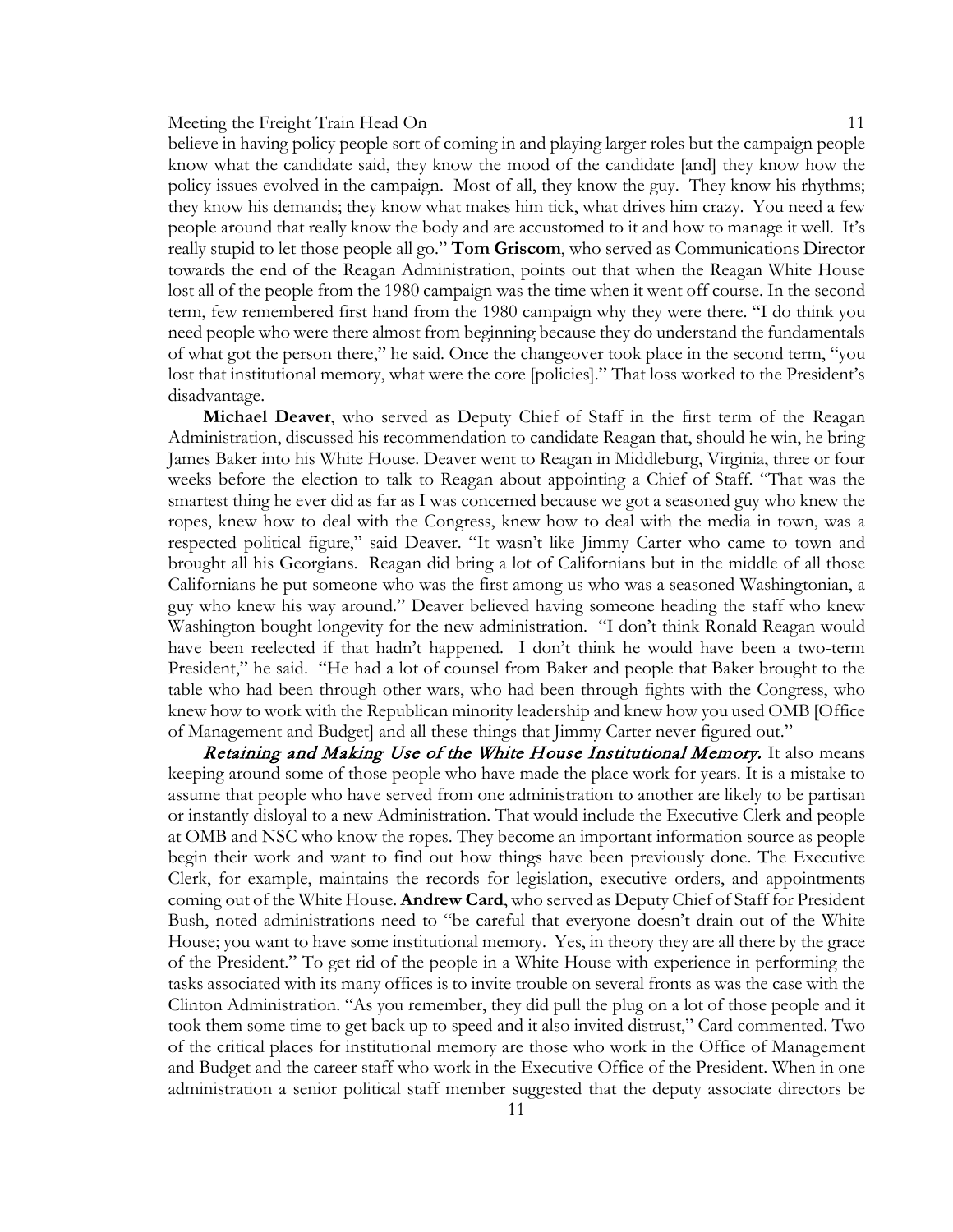believe in having policy people sort of coming in and playing larger roles but the campaign people know what the candidate said, they know the mood of the candidate [and] they know how the policy issues evolved in the campaign. Most of all, they know the guy. They know his rhythms; they know his demands; they know what makes him tick, what drives him crazy. You need a few people around that really know the body and are accustomed to it and how to manage it well. It's really stupid to let those people all go." **Tom Griscom**, who served as Communications Director towards the end of the Reagan Administration, points out that when the Reagan White House lost all of the people from the 1980 campaign was the time when it went off course. In the second term, few remembered first hand from the 1980 campaign why they were there. "I do think you need people who were there almost from beginning because they do understand the fundamentals of what got the person there," he said. Once the changeover took place in the second term, "you lost that institutional memory, what were the core [policies]." That loss worked to the President's disadvantage.

**Michael Deaver**, who served as Deputy Chief of Staff in the first term of the Reagan Administration, discussed his recommendation to candidate Reagan that, should he win, he bring James Baker into his White House. Deaver went to Reagan in Middleburg, Virginia, three or four weeks before the election to talk to Reagan about appointing a Chief of Staff. "That was the smartest thing he ever did as far as I was concerned because we got a seasoned guy who knew the ropes, knew how to deal with the Congress, knew how to deal with the media in town, was a respected political figure," said Deaver. "It wasn't like Jimmy Carter who came to town and brought all his Georgians. Reagan did bring a lot of Californians but in the middle of all those Californians he put someone who was the first among us who was a seasoned Washingtonian, a guy who knew his way around." Deaver believed having someone heading the staff who knew Washington bought longevity for the new administration. "I don't think Ronald Reagan would have been reelected if that hadn't happened. I don't think he would have been a two-term President," he said. "He had a lot of counsel from Baker and people that Baker brought to the table who had been through other wars, who had been through fights with the Congress, who knew how to work with the Republican minority leadership and knew how you used OMB [Office of Management and Budget] and all these things that Jimmy Carter never figured out."

***Retaining and Making Use of the White House Institutional Memory.*** It also means keeping around some of those people who have made the place work for years. It is a mistake to assume that people who have served from one administration to another are likely to be partisan or instantly disloyal to a new Administration. That would include the Executive Clerk and people at OMB and NSC who know the ropes. They become an important information source as people begin their work and want to find out how things have been previously done. The Executive Clerk, for example, maintains the records for legislation, executive orders, and appointments coming out of the White House. **Andrew Card**, who served as Deputy Chief of Staff for President Bush, noted administrations need to "be careful that everyone doesn't drain out of the White House; you want to have some institutional memory. Yes, in theory they are all there by the grace of the President." To get rid of the people in a White House with experience in performing the tasks associated with its many offices is to invite trouble on several fronts as was the case with the Clinton Administration. "As you remember, they did pull the plug on a lot of those people and it took them some time to get back up to speed and it also invited distrust," Card commented. Two of the critical places for institutional memory are those who work in the Office of Management and Budget and the career staff who work in the Executive Office of the President. When in one administration a senior political staff member suggested that the deputy associate directors be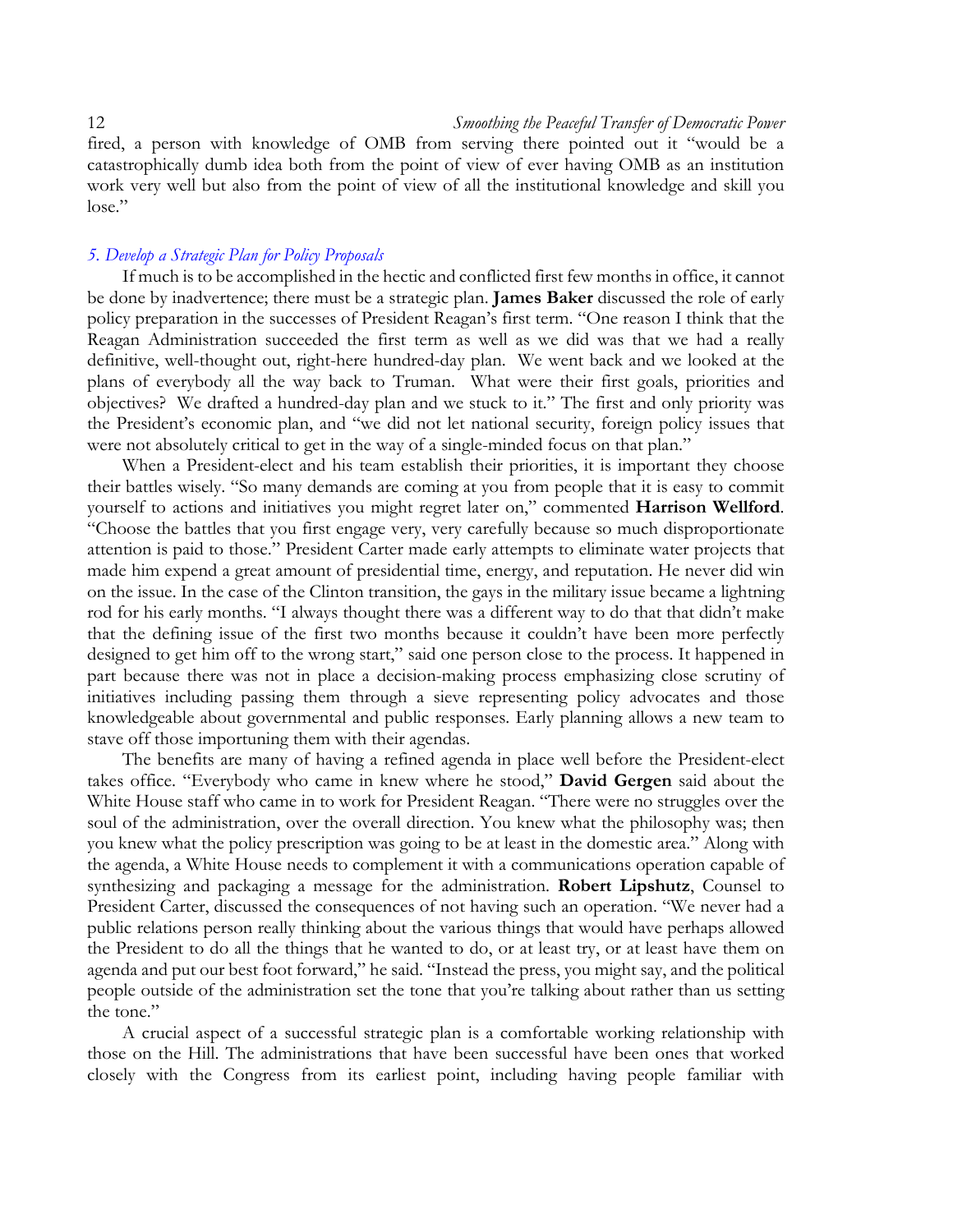fired, a person with knowledge of OMB from serving there pointed out it "would be a catastrophically dumb idea both from the point of view of ever having OMB as an institution work very well but also from the point of view of all the institutional knowledge and skill you lose."

### *5. Develop a Strategic Plan for Policy Proposals*

If much is to be accomplished in the hectic and conflicted first few months in office, it cannot be done by inadvertence; there must be a strategic plan. **James Baker** discussed the role of early policy preparation in the successes of President Reagan's first term. "One reason I think that the Reagan Administration succeeded the first term as well as we did was that we had a really definitive, well-thought out, right-here hundred-day plan. We went back and we looked at the plans of everybody all the way back to Truman. What were their first goals, priorities and objectives? We drafted a hundred-day plan and we stuck to it." The first and only priority was the President's economic plan, and "we did not let national security, foreign policy issues that were not absolutely critical to get in the way of a single-minded focus on that plan."

When a President-elect and his team establish their priorities, it is important they choose their battles wisely. "So many demands are coming at you from people that it is easy to commit yourself to actions and initiatives you might regret later on," commented **Harrison Wellford**. "Choose the battles that you first engage very, very carefully because so much disproportionate attention is paid to those." President Carter made early attempts to eliminate water projects that made him expend a great amount of presidential time, energy, and reputation. He never did win on the issue. In the case of the Clinton transition, the gays in the military issue became a lightning rod for his early months. "I always thought there was a different way to do that that didn't make that the defining issue of the first two months because it couldn't have been more perfectly designed to get him off to the wrong start," said one person close to the process. It happened in part because there was not in place a decision-making process emphasizing close scrutiny of initiatives including passing them through a sieve representing policy advocates and those knowledgeable about governmental and public responses. Early planning allows a new team to stave off those importuning them with their agendas.

The benefits are many of having a refined agenda in place well before the President-elect takes office. "Everybody who came in knew where he stood," **David Gergen** said about the White House staff who came in to work for President Reagan. "There were no struggles over the soul of the administration, over the overall direction. You knew what the philosophy was; then you knew what the policy prescription was going to be at least in the domestic area." Along with the agenda, a White House needs to complement it with a communications operation capable of synthesizing and packaging a message for the administration. **Robert Lipshutz**, Counsel to President Carter, discussed the consequences of not having such an operation. "We never had a public relations person really thinking about the various things that would have perhaps allowed the President to do all the things that he wanted to do, or at least try, or at least have them on agenda and put our best foot forward," he said. "Instead the press, you might say, and the political people outside of the administration set the tone that you're talking about rather than us setting the tone."

A crucial aspect of a successful strategic plan is a comfortable working relationship with those on the Hill. The administrations that have been successful have been ones that worked closely with the Congress from its earliest point, including having people familiar with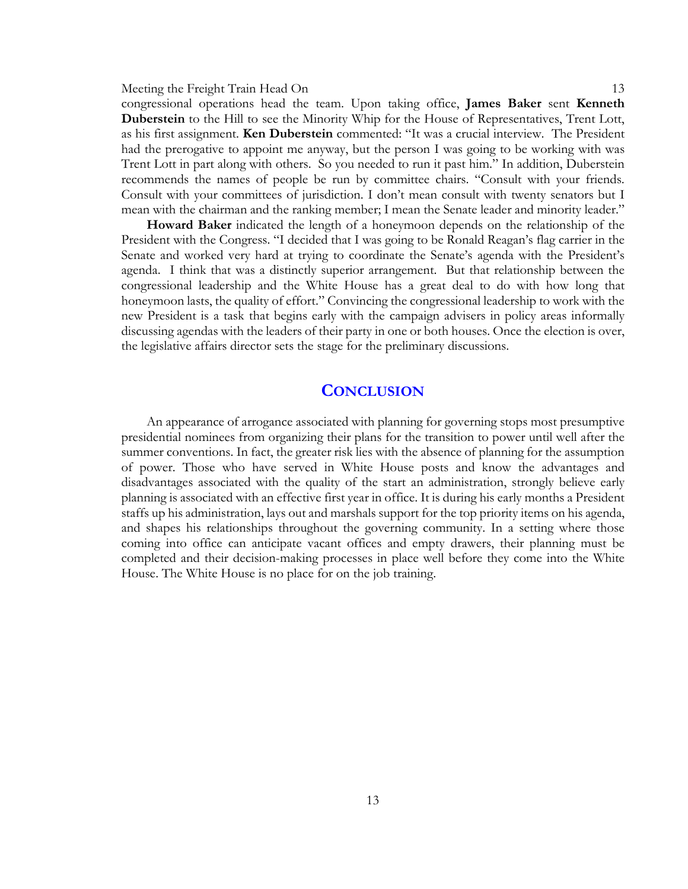congressional operations head the team. Upon taking office, **James Baker** sent **Kenneth Duberstein** to the Hill to see the Minority Whip for the House of Representatives, Trent Lott, as his first assignment. **Ken Duberstein** commented: "It was a crucial interview. The President had the prerogative to appoint me anyway, but the person I was going to be working with was Trent Lott in part along with others. So you needed to run it past him." In addition, Duberstein recommends the names of people be run by committee chairs. "Consult with your friends. Consult with your committees of jurisdiction. I don't mean consult with twenty senators but I mean with the chairman and the ranking member; I mean the Senate leader and minority leader."

**Howard Baker** indicated the length of a honeymoon depends on the relationship of the President with the Congress. "I decided that I was going to be Ronald Reagan's flag carrier in the Senate and worked very hard at trying to coordinate the Senate's agenda with the President's agenda. I think that was a distinctly superior arrangement. But that relationship between the congressional leadership and the White House has a great deal to do with how long that honeymoon lasts, the quality of effort." Convincing the congressional leadership to work with the new President is a task that begins early with the campaign advisers in policy areas informally discussing agendas with the leaders of their party in one or both houses. Once the election is over, the legislative affairs director sets the stage for the preliminary discussions.

## Conclusion

An appearance of arrogance associated with planning for governing stops most presumptive presidential nominees from organizing their plans for the transition to power until well after the summer conventions. In fact, the greater risk lies with the absence of planning for the assumption of power. Those who have served in White House posts and know the advantages and disadvantages associated with the quality of the start an administration, strongly believe early planning is associated with an effective first year in office. It is during his early months a President staffs up his administration, lays out and marshals support for the top priority items on his agenda, and shapes his relationships throughout the governing community. In a setting where those coming into office can anticipate vacant offices and empty drawers, their planning must be completed and their decision-making processes in place well before they come into the White House. The White House is no place for on the job training.